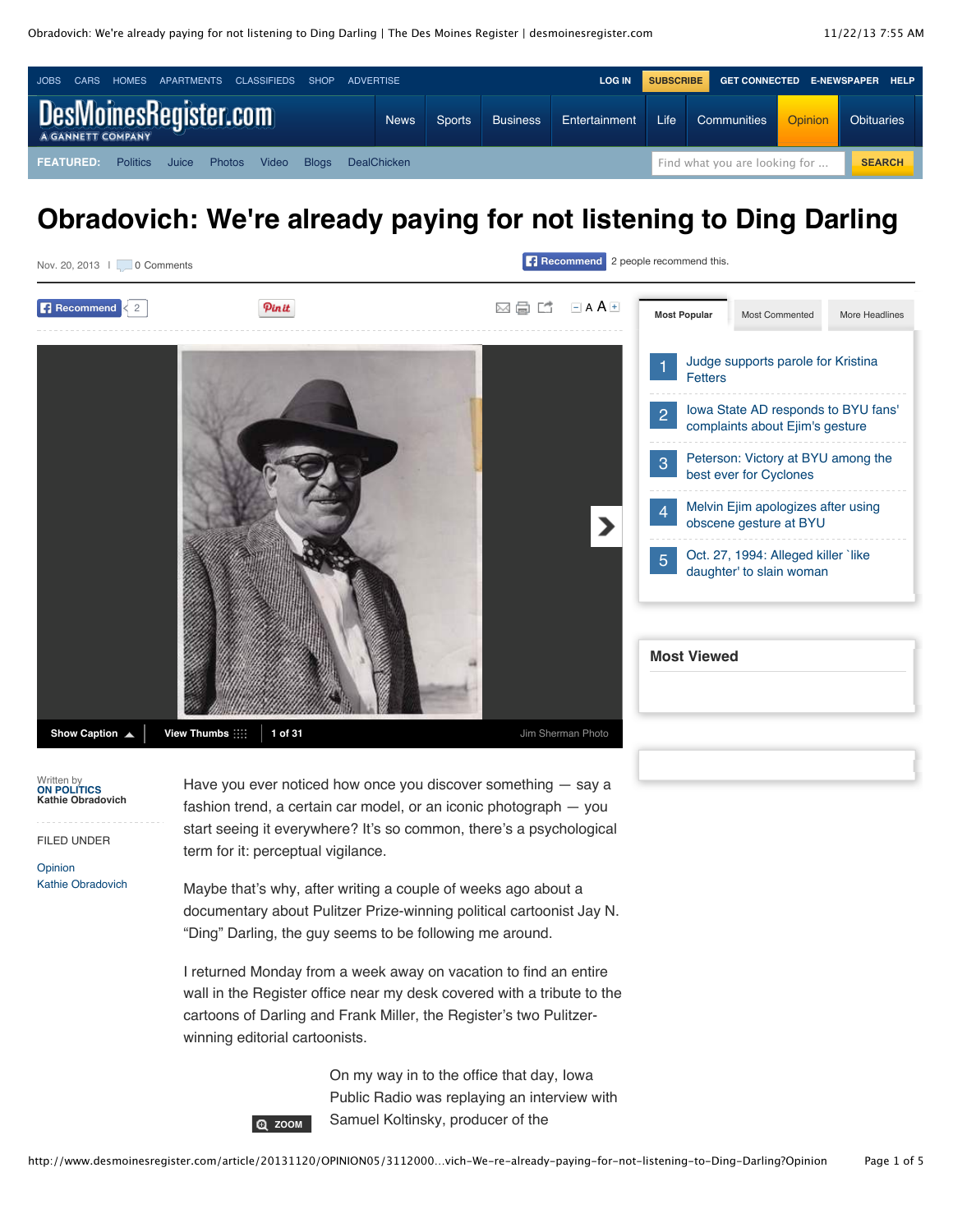# Obradovich: We're already paying for not listening to Ding Darling

Nov. 20, 2013 | 0 Comments

Written by
ON POLITICS
Kathie Obradovich

FILED UNDER
Opinion
Kathie Obradovich

Have you ever noticed how once you discover something — say a fashion trend, a certain car model, or an iconic photograph — you start seeing it everywhere? It's so common, there's a psychological term for it: perceptual vigilance.

Maybe that's why, after writing a couple of weeks ago about a documentary about Pulitzer Prize-winning political cartoonist Jay N. "Ding" Darling, the guy seems to be following me around.

I returned Monday from a week away on vacation to find an entire wall in the Register office near my desk covered with a tribute to the cartoons of Darling and Frank Miller, the Register's two Pulitzer-winning editorial cartoonists.

On my way in to the office that day, Iowa Public Radio was replaying an interview with Samuel Koltinsky, producer of the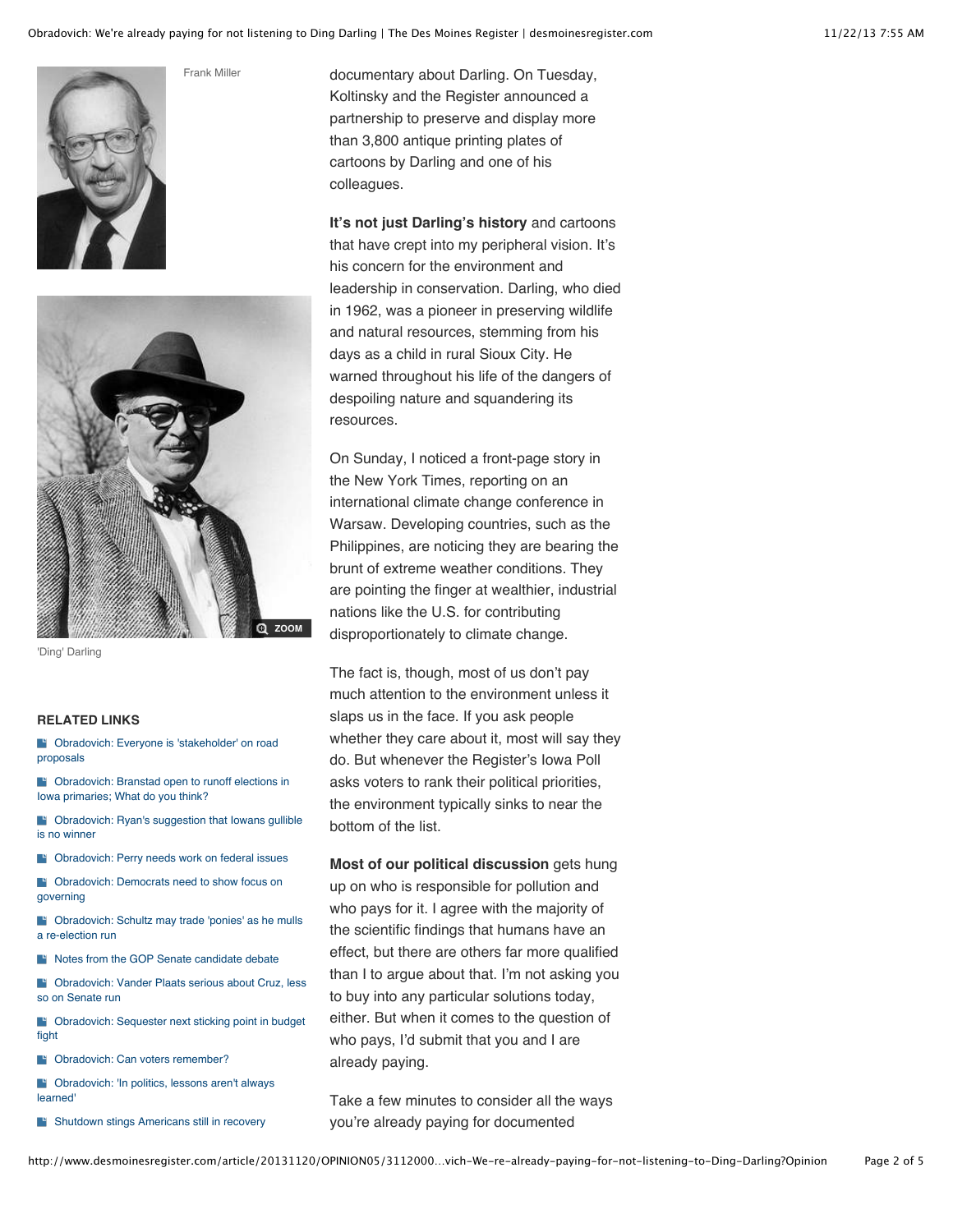Frank Miller

'Ding' Darling

**RELATED LINKS**

- Obradovich: Everyone is 'stakeholder' on road proposals
- Obradovich: Branstad open to runoff elections in Iowa primaries; What do you think?
- Obradovich: Ryan's suggestion that Iowans gullible is no winner
- Obradovich: Perry needs work on federal issues
- Obradovich: Democrats need to show focus on governing
- Obradovich: Schultz may trade 'ponies' as he mulls a re-election run
- Notes from the GOP Senate candidate debate
- Obradovich: Vander Plaats serious about Cruz, less so on Senate run
- Obradovich: Sequester next sticking point in budget fight
- Obradovich: Can voters remember?
- Obradovich: 'In politics, lessons aren't always learned'
- Shutdown stings Americans still in recovery

documentary about Darling. On Tuesday, Koltinsky and the Register announced a partnership to preserve and display more than 3,800 antique printing plates of cartoons by Darling and one of his colleagues.

**It's not just Darling's history** and cartoons that have crept into my peripheral vision. It's his concern for the environment and leadership in conservation. Darling, who died in 1962, was a pioneer in preserving wildlife and natural resources, stemming from his days as a child in rural Sioux City. He warned throughout his life of the dangers of despoiling nature and squandering its resources.

On Sunday, I noticed a front-page story in the New York Times, reporting on an international climate change conference in Warsaw. Developing countries, such as the Philippines, are noticing they are bearing the brunt of extreme weather conditions. They are pointing the finger at wealthier, industrial nations like the U.S. for contributing disproportionately to climate change.

The fact is, though, most of us don't pay much attention to the environment unless it slaps us in the face. If you ask people whether they care about it, most will say they do. But whenever the Register's Iowa Poll asks voters to rank their political priorities, the environment typically sinks to near the bottom of the list.

**Most of our political discussion** gets hung up on who is responsible for pollution and who pays for it. I agree with the majority of the scientific findings that humans have an effect, but there are others far more qualified than I to argue about that. I'm not asking you to buy into any particular solutions today, either. But when it comes to the question of who pays, I'd submit that you and I are already paying.

Take a few minutes to consider all the ways you're already paying for documented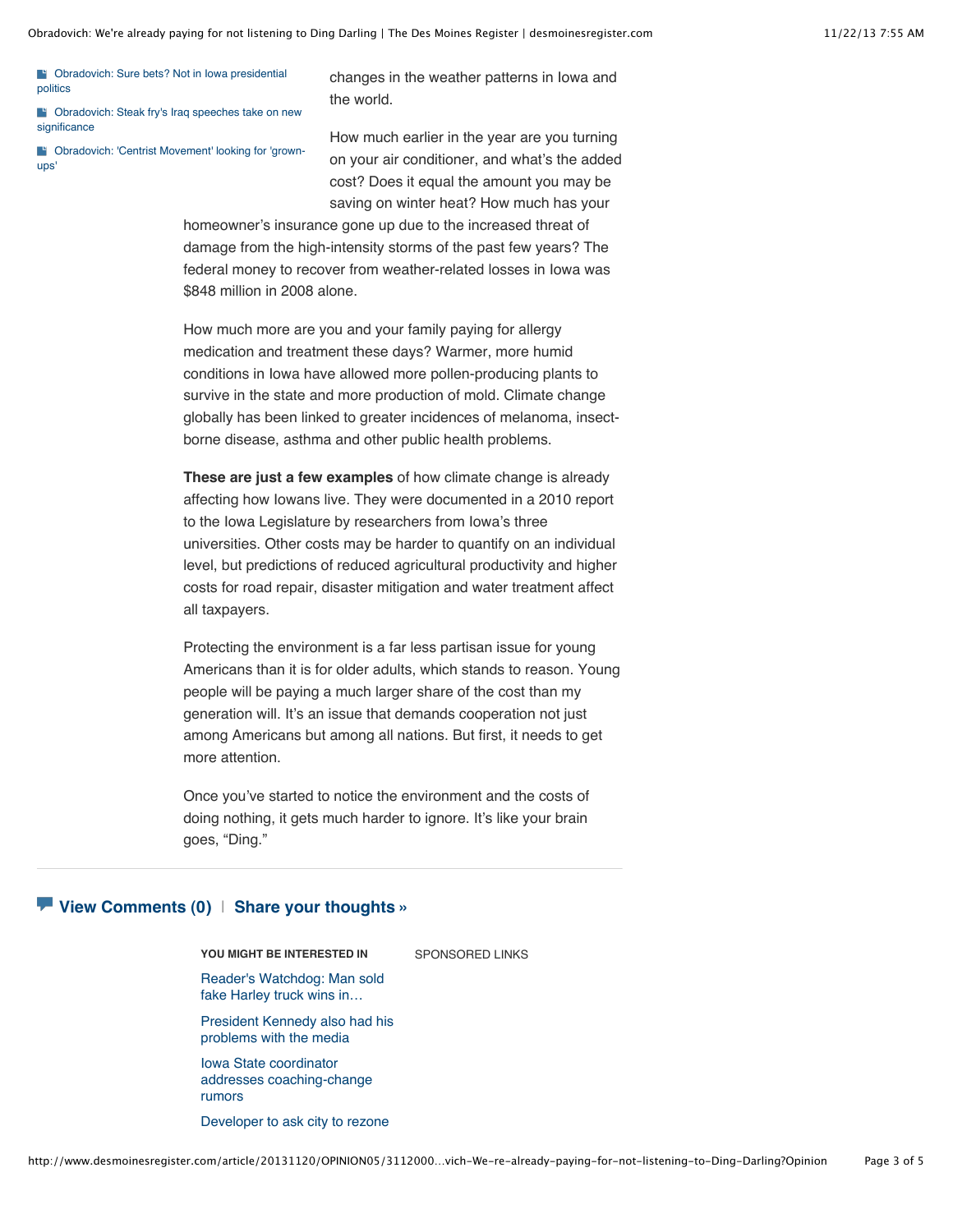- Obradovich: Sure bets? Not in Iowa presidential politics
- Obradovich: Steak fry's Iraq speeches take on new significance
- Obradovich: 'Centrist Movement' looking for 'grown-ups'

changes in the weather patterns in Iowa and the world.

How much earlier in the year are you turning on your air conditioner, and what's the added cost? Does it equal the amount you may be saving on winter heat? How much has your homeowner's insurance gone up due to the increased threat of damage from the high-intensity storms of the past few years? The federal money to recover from weather-related losses in Iowa was $848 million in 2008 alone.

How much more are you and your family paying for allergy medication and treatment these days? Warmer, more humid conditions in Iowa have allowed more pollen-producing plants to survive in the state and more production of mold. Climate change globally has been linked to greater incidences of melanoma, insect-borne disease, asthma and other public health problems.

**These are just a few examples** of how climate change is already affecting how Iowans live. They were documented in a 2010 report to the Iowa Legislature by researchers from Iowa's three universities. Other costs may be harder to quantify on an individual level, but predictions of reduced agricultural productivity and higher costs for road repair, disaster mitigation and water treatment affect all taxpayers.

Protecting the environment is a far less partisan issue for young Americans than it is for older adults, which stands to reason. Young people will be paying a much larger share of the cost than my generation will. It's an issue that demands cooperation not just among Americans but among all nations. But first, it needs to get more attention.

Once you've started to notice the environment and the costs of doing nothing, it gets much harder to ignore. It's like your brain goes, "Ding."

**View Comments (0)** | **Share your thoughts »**

**YOU MIGHT BE INTERESTED IN**

- Reader's Watchdog: Man sold fake Harley truck wins in…
- President Kennedy also had his problems with the media
- Iowa State coordinator addresses coaching-change rumors
- Developer to ask city to rezone

SPONSORED LINKS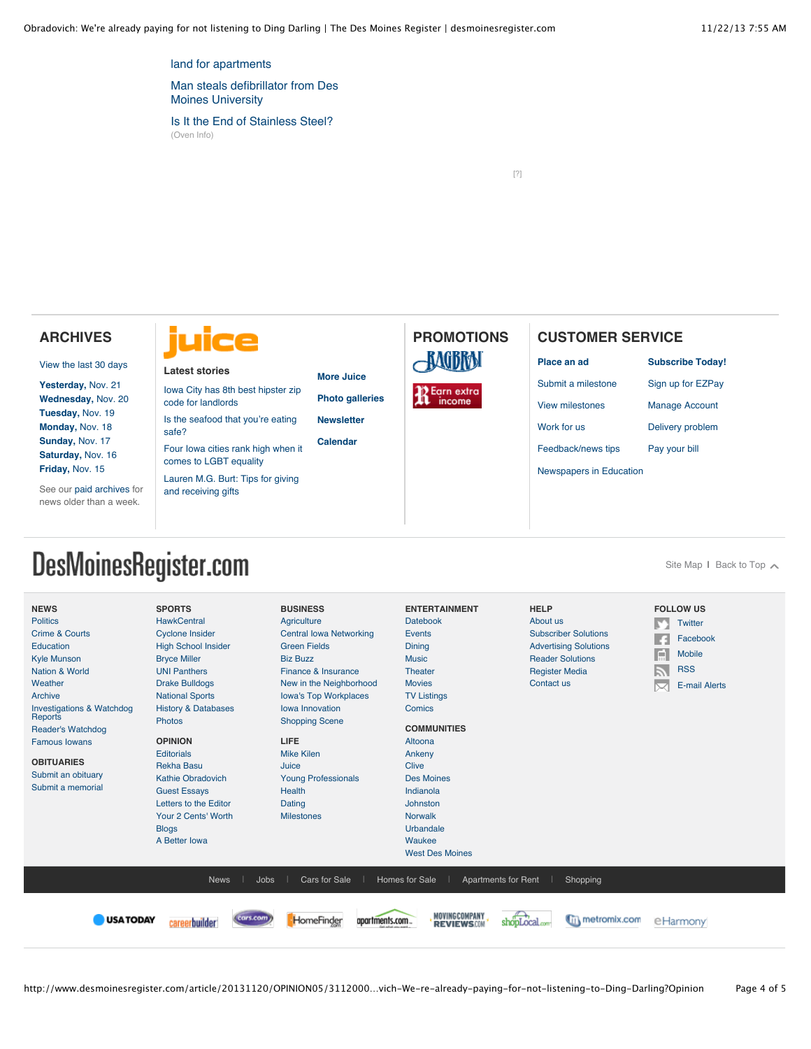land for apartments

Man steals defibrillator from Des Moines University

Is It the End of Stainless Steel?
(Oven Info)

[?]

## ARCHIVES

View the last 30 days

**Yesterday,** Nov. 21
**Wednesday,** Nov. 20
**Tuesday,** Nov. 19
**Monday,** Nov. 18
**Sunday,** Nov. 17
**Saturday,** Nov. 16
**Friday,** Nov. 15

See our paid archives for news older than a week.

## juice

**Latest stories**

Iowa City has 8th best hipster zip code for landlords

Is the seafood that you're eating safe?

Four Iowa cities rank high when it comes to LGBT equality

Lauren M.G. Burt: Tips for giving and receiving gifts

**More Juice**
**Photo galleries**
**Newsletter**
**Calendar**

## PROMOTIONS

RAGBRAI

Earn extra income

## CUSTOMER SERVICE

**Place an ad**
Submit a milestone
View milestones
Work for us
Feedback/news tips
Newspapers in Education

**Subscribe Today!**
Sign up for EZPay
Manage Account
Delivery problem
Pay your bill

# DesMoinesRegister.com

Site Map | Back to Top

**NEWS**
Politics
Crime & Courts
Education
Kyle Munson
Nation & World
Weather
Archive
Investigations & Watchdog Reports
Reader's Watchdog
Famous Iowans

**OBITUARIES**
Submit an obituary
Submit a memorial

**SPORTS**
HawkCentral
Cyclone Insider
High School Insider
Bryce Miller
UNI Panthers
Drake Bulldogs
National Sports
History & Databases
Photos

**OPINION**
Editorials
Rekha Basu
Kathie Obradovich
Guest Essays
Letters to the Editor
Your 2 Cents' Worth
Blogs
A Better Iowa

**BUSINESS**
Agriculture
Central Iowa Networking
Green Fields
Biz Buzz
Finance & Insurance
New in the Neighborhood
Iowa's Top Workplaces
Iowa Innovation
Shopping Scene

**LIFE**
Mike Kilen
Juice
Young Professionals
Health
Dating
Milestones

**ENTERTAINMENT**
Datebook
Events
Dining
Music
Theater
Movies
TV Listings
Comics

**COMMUNITIES**
Altoona
Ankeny
Clive
Des Moines
Indianola
Johnston
Norwalk
Urbandale
Waukee
West Des Moines

**HELP**
About us
Subscriber Solutions
Advertising Solutions
Reader Solutions
Register Media
Contact us

**FOLLOW US**
Twitter
Facebook
Mobile
RSS
E-mail Alerts

News | Jobs | Cars for Sale | Homes for Sale | Apartments for Rent | Shopping

USA TODAY · careerbuilder · cars.com · HomeFinder.com · apartments.com · MOVINGCOMPANY REVIEWS.COM · shopLocal.com · metromix.com · eHarmony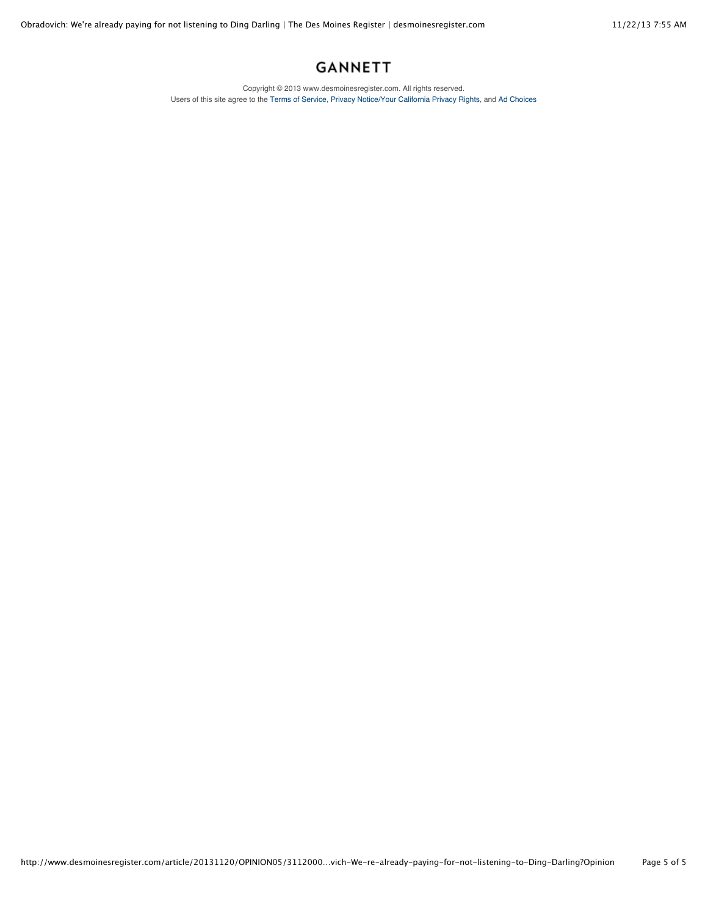GANNETT

Copyright © 2013 www.desmoinesregister.com. All rights reserved.
Users of this site agree to the Terms of Service, Privacy Notice/Your California Privacy Rights, and Ad Choices